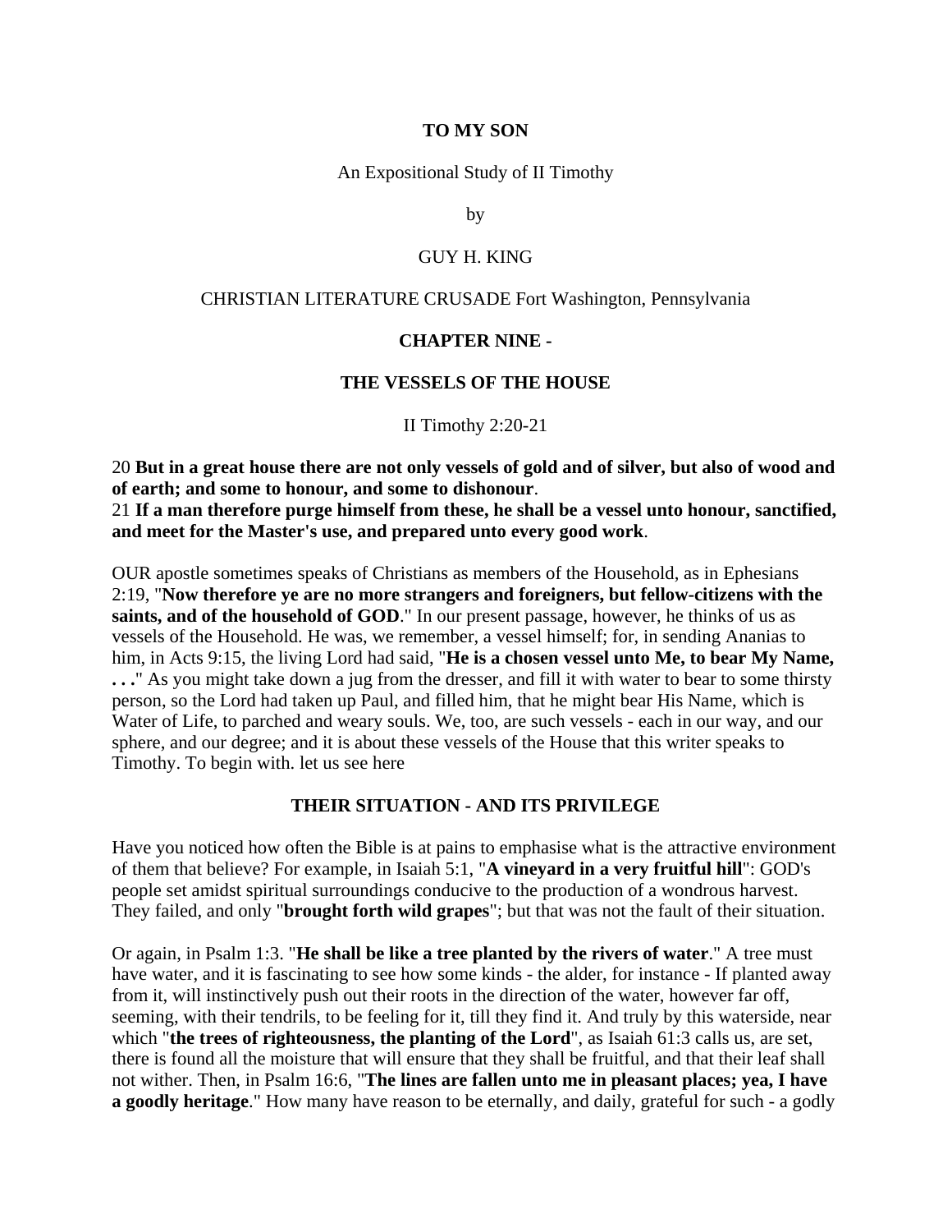**TO MY SON**

An Expositional Study of II Timothy

by

GUY H. KING

CHRISTIAN LITERATURE CRUSADE Fort Washington, Pennsylvania

## CHAPTER NINE -

## THE VESSELS OF THE HOUSE

II Timothy 2:20-21

20 **But in a great house there are not only vessels of gold and of silver, but also of wood and of earth; and some to honour, and some to dishonour**.
21 **If a man therefore purge himself from these, he shall be a vessel unto honour, sanctified, and meet for the Master's use, and prepared unto every good work**.

OUR apostle sometimes speaks of Christians as members of the Household, as in Ephesians 2:19, "**Now therefore ye are no more strangers and foreigners, but fellow-citizens with the saints, and of the household of GOD**." In our present passage, however, he thinks of us as vessels of the Household. He was, we remember, a vessel himself; for, in sending Ananias to him, in Acts 9:15, the living Lord had said, "**He is a chosen vessel unto Me, to bear My Name, . . .**" As you might take down a jug from the dresser, and fill it with water to bear to some thirsty person, so the Lord had taken up Paul, and filled him, that he might bear His Name, which is Water of Life, to parched and weary souls. We, too, are such vessels - each in our way, and our sphere, and our degree; and it is about these vessels of the House that this writer speaks to Timothy. To begin with. let us see here

### THEIR SITUATION - AND ITS PRIVILEGE

Have you noticed how often the Bible is at pains to emphasise what is the attractive environment of them that believe? For example, in Isaiah 5:1, "**A vineyard in a very fruitful hill**": GOD's people set amidst spiritual surroundings conducive to the production of a wondrous harvest. They failed, and only "**brought forth wild grapes**"; but that was not the fault of their situation.

Or again, in Psalm 1:3. "**He shall be like a tree planted by the rivers of water**." A tree must have water, and it is fascinating to see how some kinds - the alder, for instance - If planted away from it, will instinctively push out their roots in the direction of the water, however far off, seeming, with their tendrils, to be feeling for it, till they find it. And truly by this waterside, near which "**the trees of righteousness, the planting of the Lord**", as Isaiah 61:3 calls us, are set, there is found all the moisture that will ensure that they shall be fruitful, and that their leaf shall not wither. Then, in Psalm 16:6, "**The lines are fallen unto me in pleasant places; yea, I have a goodly heritage**." How many have reason to be eternally, and daily, grateful for such - a godly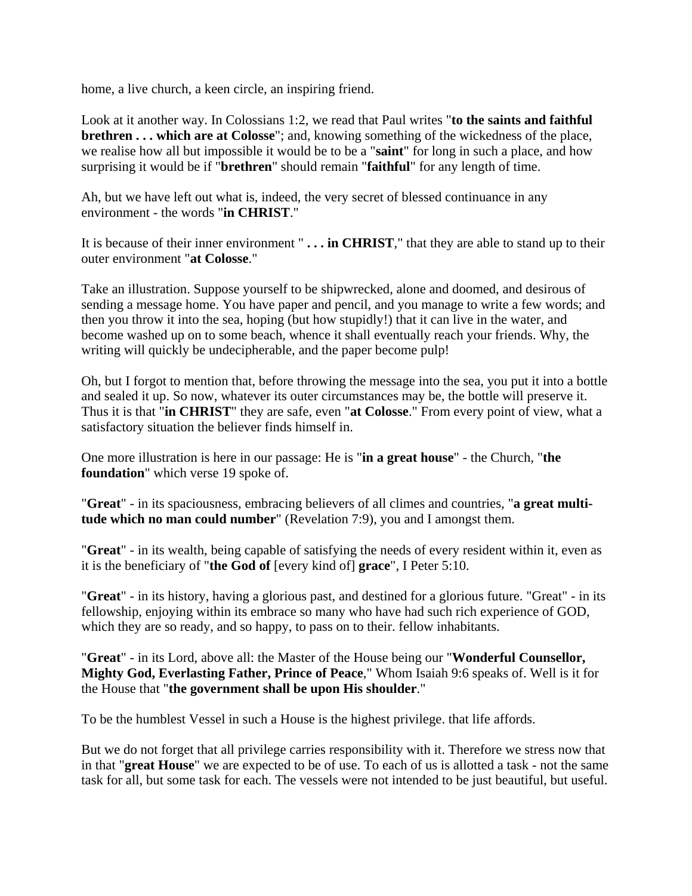home, a live church, a keen circle, an inspiring friend.

Look at it another way. In Colossians 1:2, we read that Paul writes "**to the saints and faithful brethren . . . which are at Colosse**"; and, knowing something of the wickedness of the place, we realise how all but impossible it would be to be a "**saint**" for long in such a place, and how surprising it would be if "**brethren**" should remain "**faithful**" for any length of time.

Ah, but we have left out what is, indeed, the very secret of blessed continuance in any environment - the words "**in CHRIST**."

It is because of their inner environment " **. . . in CHRIST**," that they are able to stand up to their outer environment "**at Colosse**."

Take an illustration. Suppose yourself to be shipwrecked, alone and doomed, and desirous of sending a message home. You have paper and pencil, and you manage to write a few words; and then you throw it into the sea, hoping (but how stupidly!) that it can live in the water, and become washed up on to some beach, whence it shall eventually reach your friends. Why, the writing will quickly be undecipherable, and the paper become pulp!

Oh, but I forgot to mention that, before throwing the message into the sea, you put it into a bottle and sealed it up. So now, whatever its outer circumstances may be, the bottle will preserve it. Thus it is that "**in CHRIST**" they are safe, even "**at Colosse**." From every point of view, what a satisfactory situation the believer finds himself in.

One more illustration is here in our passage: He is "**in a great house**" - the Church, "**the foundation**" which verse 19 spoke of.

"**Great**" - in its spaciousness, embracing believers of all climes and countries, "**a great multitude which no man could number**" (Revelation 7:9), you and I amongst them.

"**Great**" - in its wealth, being capable of satisfying the needs of every resident within it, even as it is the beneficiary of "**the God of** [every kind of] **grace**", I Peter 5:10.

"**Great**" - in its history, having a glorious past, and destined for a glorious future. "Great" - in its fellowship, enjoying within its embrace so many who have had such rich experience of GOD, which they are so ready, and so happy, to pass on to their. fellow inhabitants.

"**Great**" - in its Lord, above all: the Master of the House being our "**Wonderful Counsellor, Mighty God, Everlasting Father, Prince of Peace**," Whom Isaiah 9:6 speaks of. Well is it for the House that "**the government shall be upon His shoulder**."

To be the humblest Vessel in such a House is the highest privilege. that life affords.

But we do not forget that all privilege carries responsibility with it. Therefore we stress now that in that "**great House**" we are expected to be of use. To each of us is allotted a task - not the same task for all, but some task for each. The vessels were not intended to be just beautiful, but useful.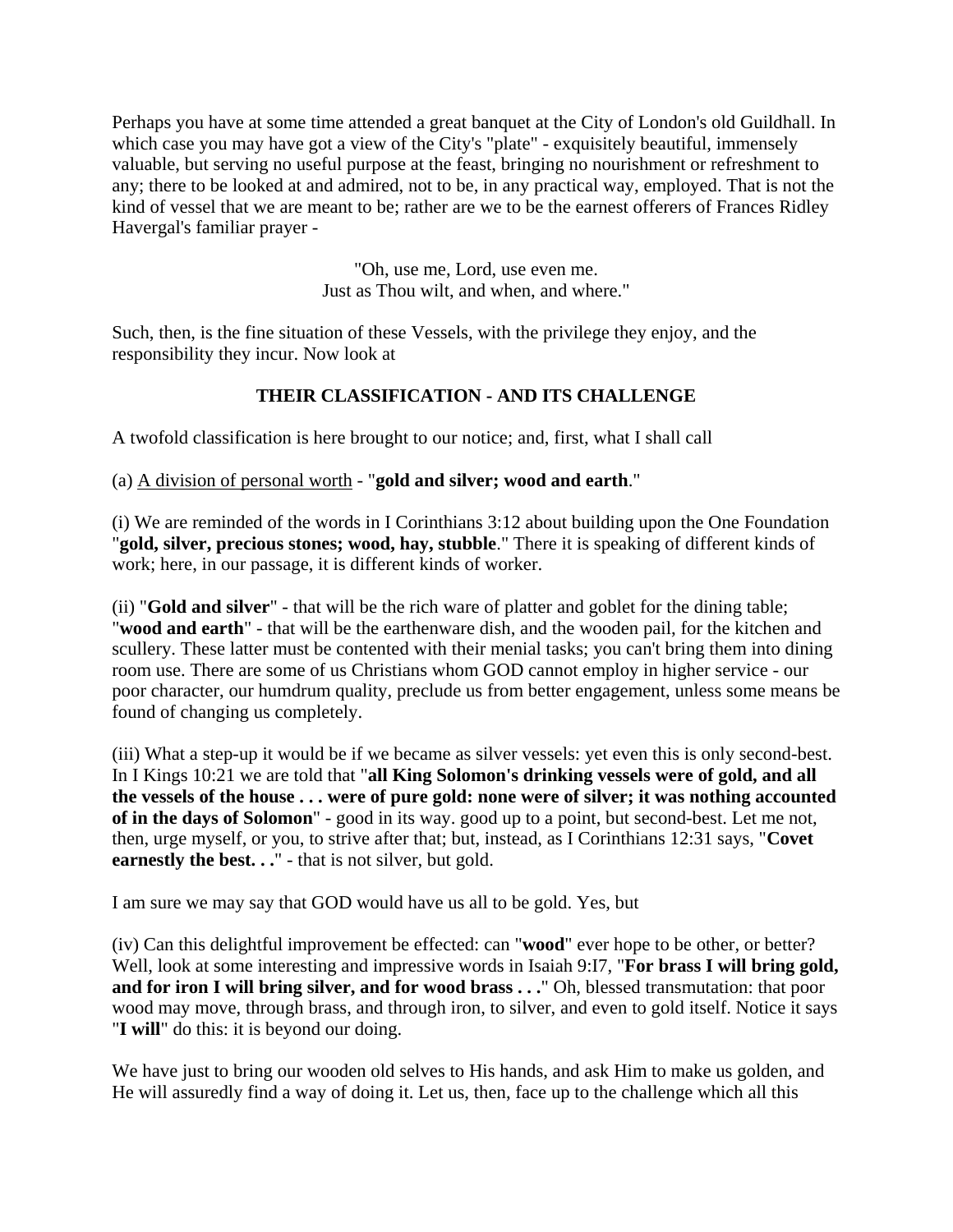Perhaps you have at some time attended a great banquet at the City of London's old Guildhall. In which case you may have got a view of the City's "plate" - exquisitely beautiful, immensely valuable, but serving no useful purpose at the feast, bringing no nourishment or refreshment to any; there to be looked at and admired, not to be, in any practical way, employed. That is not the kind of vessel that we are meant to be; rather are we to be the earnest offerers of Frances Ridley Havergal's familiar prayer -

> "Oh, use me, Lord, use even me.
> Just as Thou wilt, and when, and where."

Such, then, is the fine situation of these Vessels, with the privilege they enjoy, and the responsibility they incur. Now look at

**THEIR CLASSIFICATION - AND ITS CHALLENGE**

A twofold classification is here brought to our notice; and, first, what I shall call

(a) <u>A division of personal worth</u> - "**gold and silver; wood and earth**."

(i) We are reminded of the words in I Corinthians 3:12 about building upon the One Foundation "**gold, silver, precious stones; wood, hay, stubble**." There it is speaking of different kinds of work; here, in our passage, it is different kinds of worker.

(ii) "**Gold and silver**" - that will be the rich ware of platter and goblet for the dining table; "**wood and earth**" - that will be the earthenware dish, and the wooden pail, for the kitchen and scullery. These latter must be contented with their menial tasks; you can't bring them into dining room use. There are some of us Christians whom GOD cannot employ in higher service - our poor character, our humdrum quality, preclude us from better engagement, unless some means be found of changing us completely.

(iii) What a step-up it would be if we became as silver vessels: yet even this is only second-best. In I Kings 10:21 we are told that "**all King Solomon's drinking vessels were of gold, and all the vessels of the house . . . were of pure gold: none were of silver; it was nothing accounted of in the days of Solomon**" - good in its way. good up to a point, but second-best. Let me not, then, urge myself, or you, to strive after that; but, instead, as I Corinthians 12:31 says, "**Covet earnestly the best. . .**" - that is not silver, but gold.

I am sure we may say that GOD would have us all to be gold. Yes, but

(iv) Can this delightful improvement be effected: can "**wood**" ever hope to be other, or better? Well, look at some interesting and impressive words in Isaiah 9:I7, "**For brass I will bring gold, and for iron I will bring silver, and for wood brass . . .**" Oh, blessed transmutation: that poor wood may move, through brass, and through iron, to silver, and even to gold itself. Notice it says "**I will**" do this: it is beyond our doing.

We have just to bring our wooden old selves to His hands, and ask Him to make us golden, and He will assuredly find a way of doing it. Let us, then, face up to the challenge which all this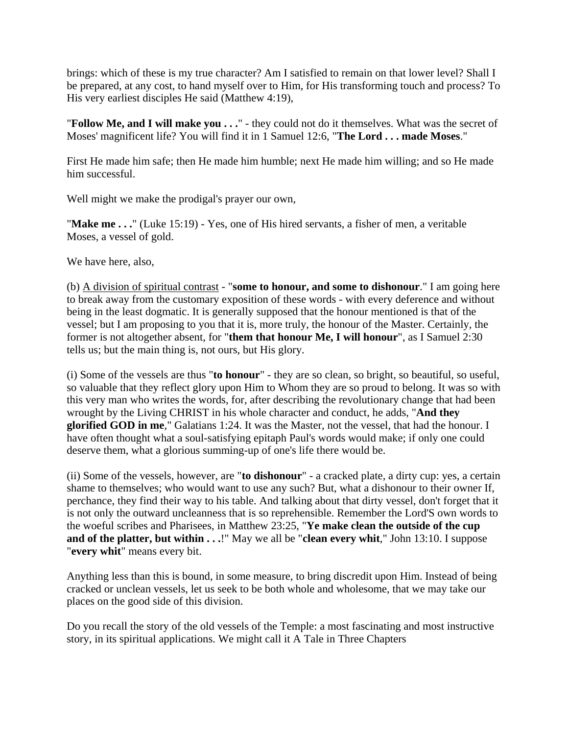brings: which of these is my true character? Am I satisfied to remain on that lower level? Shall I be prepared, at any cost, to hand myself over to Him, for His transforming touch and process? To His very earliest disciples He said (Matthew 4:19),

"**Follow Me, and I will make you . . .**" - they could not do it themselves. What was the secret of Moses' magnificent life? You will find it in 1 Samuel 12:6, "**The Lord . . . made Moses**."

First He made him safe; then He made him humble; next He made him willing; and so He made him successful.

Well might we make the prodigal's prayer our own,

"**Make me . . .**" (Luke 15:19) - Yes, one of His hired servants, a fisher of men, a veritable Moses, a vessel of gold.

We have here, also,

(b) <u>A division of spiritual contrast</u> - "**some to honour, and some to dishonour**." I am going here to break away from the customary exposition of these words - with every deference and without being in the least dogmatic. It is generally supposed that the honour mentioned is that of the vessel; but I am proposing to you that it is, more truly, the honour of the Master. Certainly, the former is not altogether absent, for "**them that honour Me, I will honour**", as I Samuel 2:30 tells us; but the main thing is, not ours, but His glory.

(i) Some of the vessels are thus "**to honour**" - they are so clean, so bright, so beautiful, so useful, so valuable that they reflect glory upon Him to Whom they are so proud to belong. It was so with this very man who writes the words, for, after describing the revolutionary change that had been wrought by the Living CHRIST in his whole character and conduct, he adds, "**And they glorified GOD in me**," Galatians 1:24. It was the Master, not the vessel, that had the honour. I have often thought what a soul-satisfying epitaph Paul's words would make; if only one could deserve them, what a glorious summing-up of one's life there would be.

(ii) Some of the vessels, however, are "**to dishonour**" - a cracked plate, a dirty cup: yes, a certain shame to themselves; who would want to use any such? But, what a dishonour to their owner If, perchance, they find their way to his table. And talking about that dirty vessel, don't forget that it is not only the outward uncleanness that is so reprehensible. Remember the Lord'S own words to the woeful scribes and Pharisees, in Matthew 23:25, "**Ye make clean the outside of the cup and of the platter, but within . . .**!" May we all be "**clean every whit**," John 13:10. I suppose "**every whit**" means every bit.

Anything less than this is bound, in some measure, to bring discredit upon Him. Instead of being cracked or unclean vessels, let us seek to be both whole and wholesome, that we may take our places on the good side of this division.

Do you recall the story of the old vessels of the Temple: a most fascinating and most instructive story, in its spiritual applications. We might call it A Tale in Three Chapters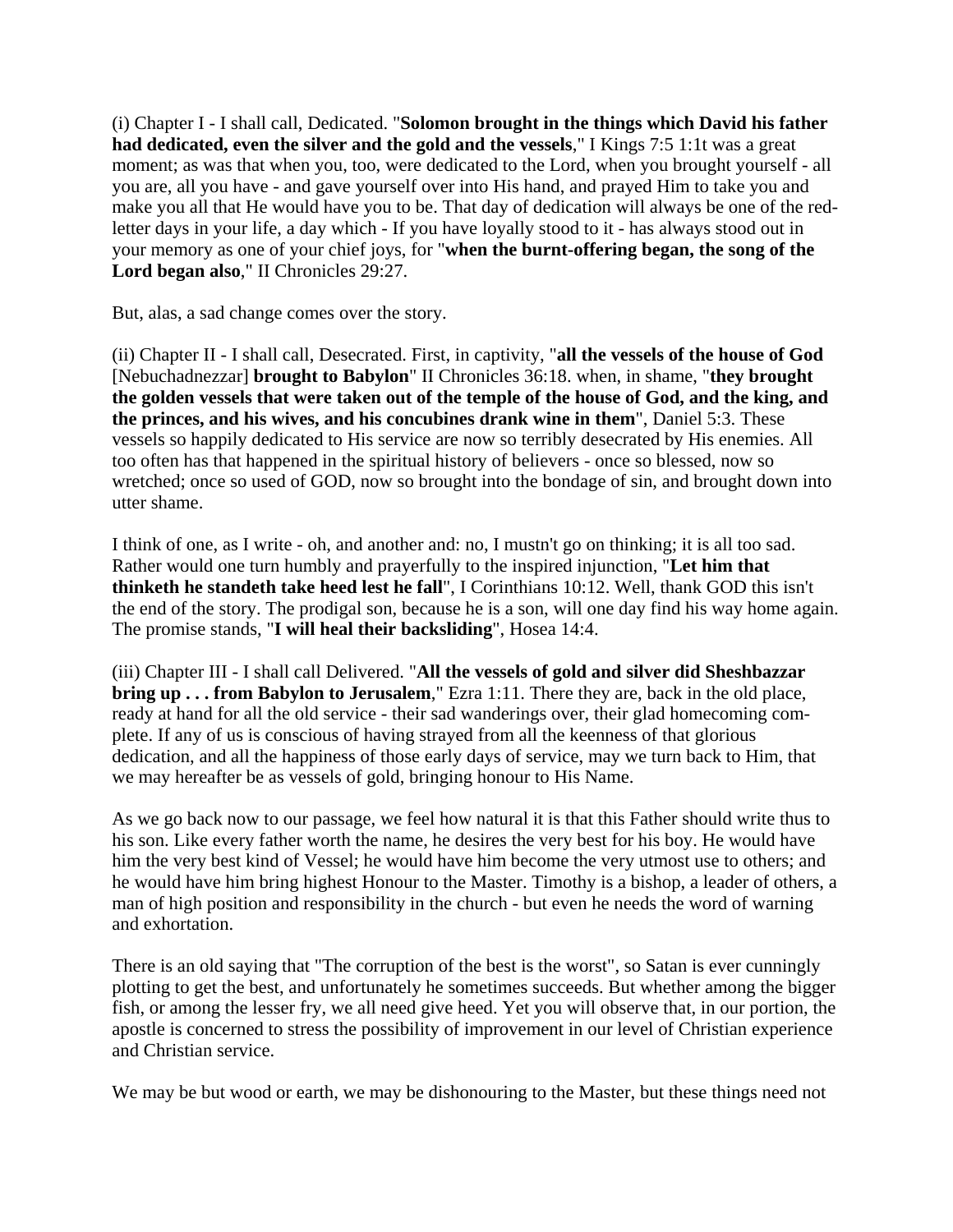(i) Chapter I - I shall call, Dedicated. "**Solomon brought in the things which David his father had dedicated, even the silver and the gold and the vessels**," I Kings 7:5 1:1t was a great moment; as was that when you, too, were dedicated to the Lord, when you brought yourself - all you are, all you have - and gave yourself over into His hand, and prayed Him to take you and make you all that He would have you to be. That day of dedication will always be one of the red-letter days in your life, a day which - If you have loyally stood to it - has always stood out in your memory as one of your chief joys, for "**when the burnt-offering began, the song of the Lord began also**," II Chronicles 29:27.

But, alas, a sad change comes over the story.

(ii) Chapter II - I shall call, Desecrated. First, in captivity, "**all the vessels of the house of God** [Nebuchadnezzar] **brought to Babylon**" II Chronicles 36:18. when, in shame, "**they brought the golden vessels that were taken out of the temple of the house of God, and the king, and the princes, and his wives, and his concubines drank wine in them**", Daniel 5:3. These vessels so happily dedicated to His service are now so terribly desecrated by His enemies. All too often has that happened in the spiritual history of believers - once so blessed, now so wretched; once so used of GOD, now so brought into the bondage of sin, and brought down into utter shame.

I think of one, as I write - oh, and another and: no, I mustn't go on thinking; it is all too sad. Rather would one turn humbly and prayerfully to the inspired injunction, "**Let him that thinketh he standeth take heed lest he fall**", I Corinthians 10:12. Well, thank GOD this isn't the end of the story. The prodigal son, because he is a son, will one day find his way home again. The promise stands, "**I will heal their backsliding**", Hosea 14:4.

(iii) Chapter III - I shall call Delivered. "**All the vessels of gold and silver did Sheshbazzar bring up . . . from Babylon to Jerusalem**," Ezra 1:11. There they are, back in the old place, ready at hand for all the old service - their sad wanderings over, their glad homecoming complete. If any of us is conscious of having strayed from all the keenness of that glorious dedication, and all the happiness of those early days of service, may we turn back to Him, that we may hereafter be as vessels of gold, bringing honour to His Name.

As we go back now to our passage, we feel how natural it is that this Father should write thus to his son. Like every father worth the name, he desires the very best for his boy. He would have him the very best kind of Vessel; he would have him become the very utmost use to others; and he would have him bring highest Honour to the Master. Timothy is a bishop, a leader of others, a man of high position and responsibility in the church - but even he needs the word of warning and exhortation.

There is an old saying that "The corruption of the best is the worst", so Satan is ever cunningly plotting to get the best, and unfortunately he sometimes succeeds. But whether among the bigger fish, or among the lesser fry, we all need give heed. Yet you will observe that, in our portion, the apostle is concerned to stress the possibility of improvement in our level of Christian experience and Christian service.

We may be but wood or earth, we may be dishonouring to the Master, but these things need not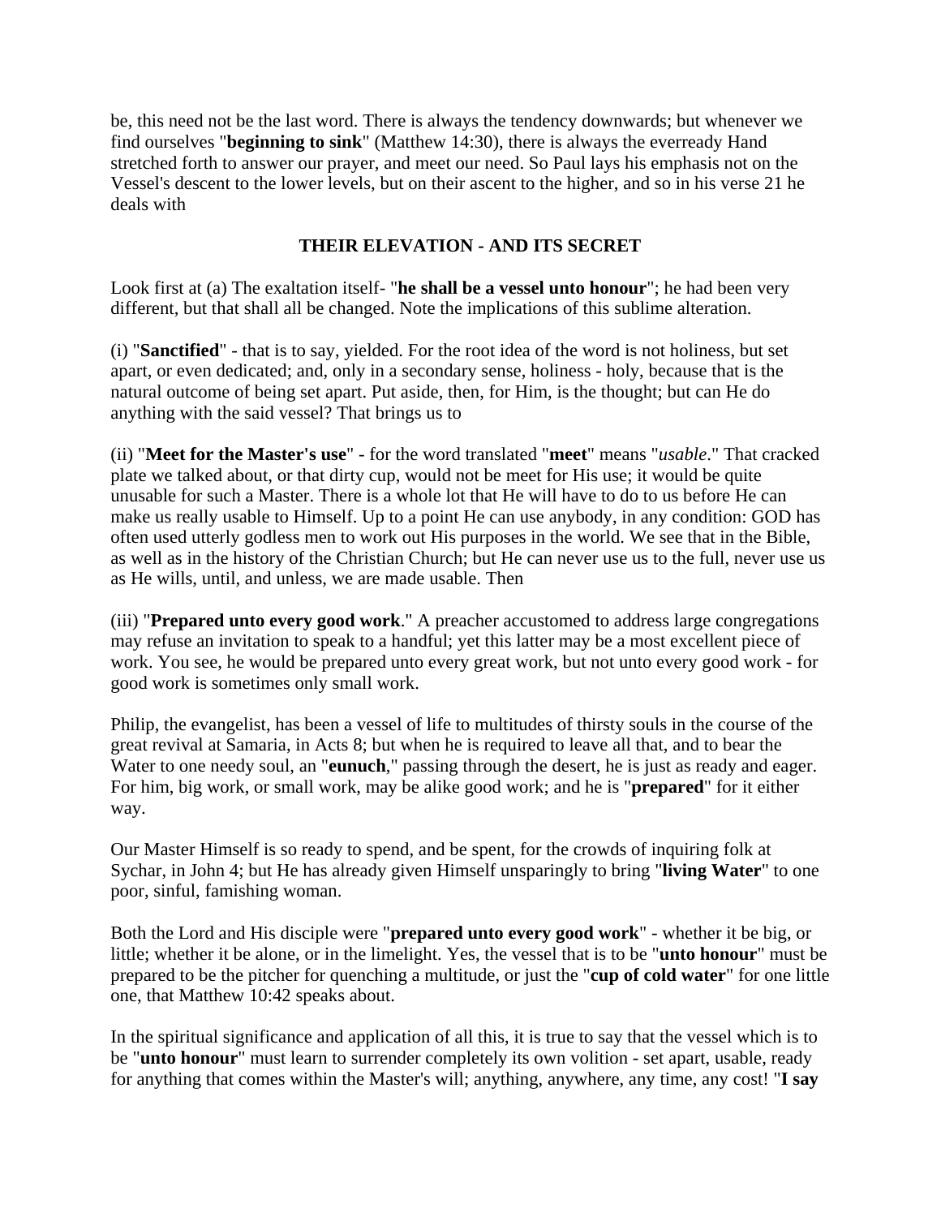be, this need not be the last word. There is always the tendency downwards; but whenever we find ourselves "**beginning to sink**" (Matthew 14:30), there is always the everready Hand stretched forth to answer our prayer, and meet our need. So Paul lays his emphasis not on the Vessel's descent to the lower levels, but on their ascent to the higher, and so in his verse 21 he deals with

### THEIR ELEVATION - AND ITS SECRET

Look first at (a) The exaltation itself- "**he shall be a vessel unto honour**"; he had been very different, but that shall all be changed. Note the implications of this sublime alteration.

(i) "**Sanctified**" - that is to say, yielded. For the root idea of the word is not holiness, but set apart, or even dedicated; and, only in a secondary sense, holiness - holy, because that is the natural outcome of being set apart. Put aside, then, for Him, is the thought; but can He do anything with the said vessel? That brings us to

(ii) "**Meet for the Master's use**" - for the word translated "**meet**" means "*usable*." That cracked plate we talked about, or that dirty cup, would not be meet for His use; it would be quite unusable for such a Master. There is a whole lot that He will have to do to us before He can make us really usable to Himself. Up to a point He can use anybody, in any condition: GOD has often used utterly godless men to work out His purposes in the world. We see that in the Bible, as well as in the history of the Christian Church; but He can never use us to the full, never use us as He wills, until, and unless, we are made usable. Then

(iii) "**Prepared unto every good work**." A preacher accustomed to address large congregations may refuse an invitation to speak to a handful; yet this latter may be a most excellent piece of work. You see, he would be prepared unto every great work, but not unto every good work - for good work is sometimes only small work.

Philip, the evangelist, has been a vessel of life to multitudes of thirsty souls in the course of the great revival at Samaria, in Acts 8; but when he is required to leave all that, and to bear the Water to one needy soul, an "**eunuch**," passing through the desert, he is just as ready and eager. For him, big work, or small work, may be alike good work; and he is "**prepared**" for it either way.

Our Master Himself is so ready to spend, and be spent, for the crowds of inquiring folk at Sychar, in John 4; but He has already given Himself unsparingly to bring "**living Water**" to one poor, sinful, famishing woman.

Both the Lord and His disciple were "**prepared unto every good work**" - whether it be big, or little; whether it be alone, or in the limelight. Yes, the vessel that is to be "**unto honour**" must be prepared to be the pitcher for quenching a multitude, or just the "**cup of cold water**" for one little one, that Matthew 10:42 speaks about.

In the spiritual significance and application of all this, it is true to say that the vessel which is to be "**unto honour**" must learn to surrender completely its own volition - set apart, usable, ready for anything that comes within the Master's will; anything, anywhere, any time, any cost! "**I say**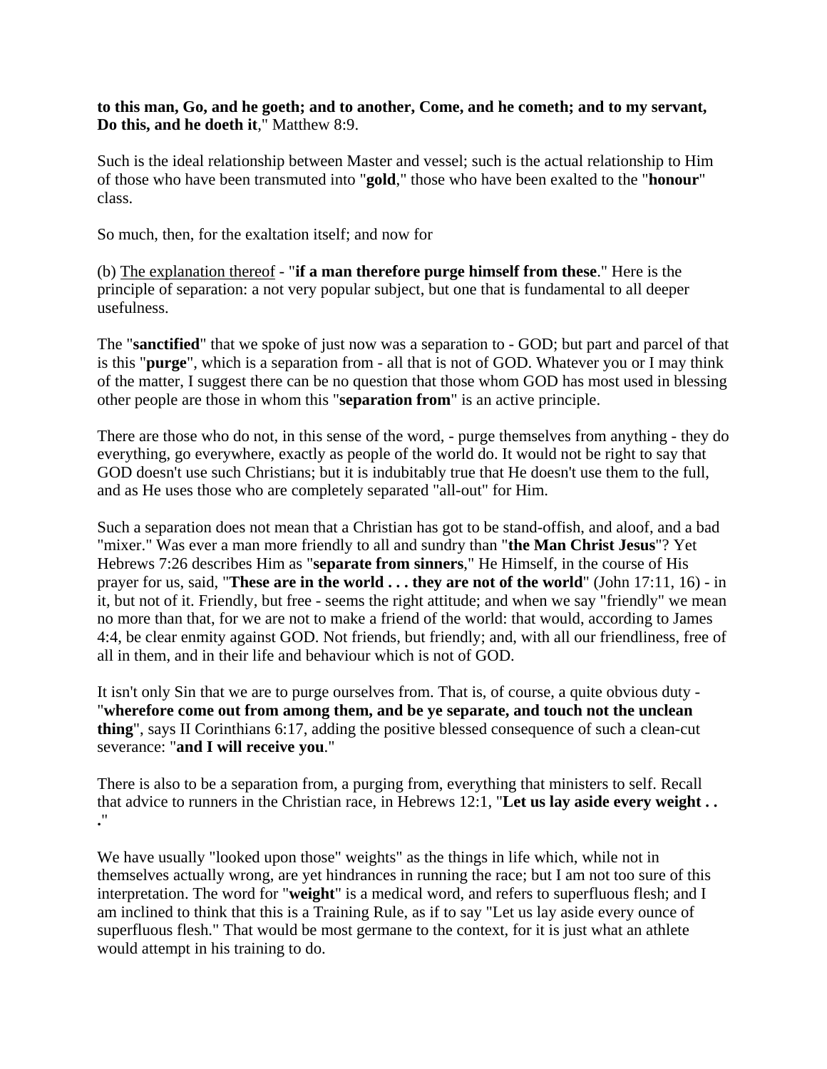**to this man, Go, and he goeth; and to another, Come, and he cometh; and to my servant, Do this, and he doeth it**," Matthew 8:9.

Such is the ideal relationship between Master and vessel; such is the actual relationship to Him of those who have been transmuted into "**gold**," those who have been exalted to the "**honour**" class.

So much, then, for the exaltation itself; and now for

(b) <u>The explanation thereof</u> - "**if a man therefore purge himself from these**." Here is the principle of separation: a not very popular subject, but one that is fundamental to all deeper usefulness.

The "**sanctified**" that we spoke of just now was a separation to - GOD; but part and parcel of that is this "**purge**", which is a separation from - all that is not of GOD. Whatever you or I may think of the matter, I suggest there can be no question that those whom GOD has most used in blessing other people are those in whom this "**separation from**" is an active principle.

There are those who do not, in this sense of the word, - purge themselves from anything - they do everything, go everywhere, exactly as people of the world do. It would not be right to say that GOD doesn't use such Christians; but it is indubitably true that He doesn't use them to the full, and as He uses those who are completely separated "all-out" for Him.

Such a separation does not mean that a Christian has got to be stand-offish, and aloof, and a bad "mixer." Was ever a man more friendly to all and sundry than "**the Man Christ Jesus**"? Yet Hebrews 7:26 describes Him as "**separate from sinners**," He Himself, in the course of His prayer for us, said, "**These are in the world . . . they are not of the world**" (John 17:11, 16) - in it, but not of it. Friendly, but free - seems the right attitude; and when we say "friendly" we mean no more than that, for we are not to make a friend of the world: that would, according to James 4:4, be clear enmity against GOD. Not friends, but friendly; and, with all our friendliness, free of all in them, and in their life and behaviour which is not of GOD.

It isn't only Sin that we are to purge ourselves from. That is, of course, a quite obvious duty - "**wherefore come out from among them, and be ye separate, and touch not the unclean thing**", says II Corinthians 6:17, adding the positive blessed consequence of such a clean-cut severance: "**and I will receive you**."

There is also to be a separation from, a purging from, everything that ministers to self. Recall that advice to runners in the Christian race, in Hebrews 12:1, "**Let us lay aside every weight . . .**"

We have usually "looked upon those" weights" as the things in life which, while not in themselves actually wrong, are yet hindrances in running the race; but I am not too sure of this interpretation. The word for "**weight**" is a medical word, and refers to superfluous flesh; and I am inclined to think that this is a Training Rule, as if to say "Let us lay aside every ounce of superfluous flesh." That would be most germane to the context, for it is just what an athlete would attempt in his training to do.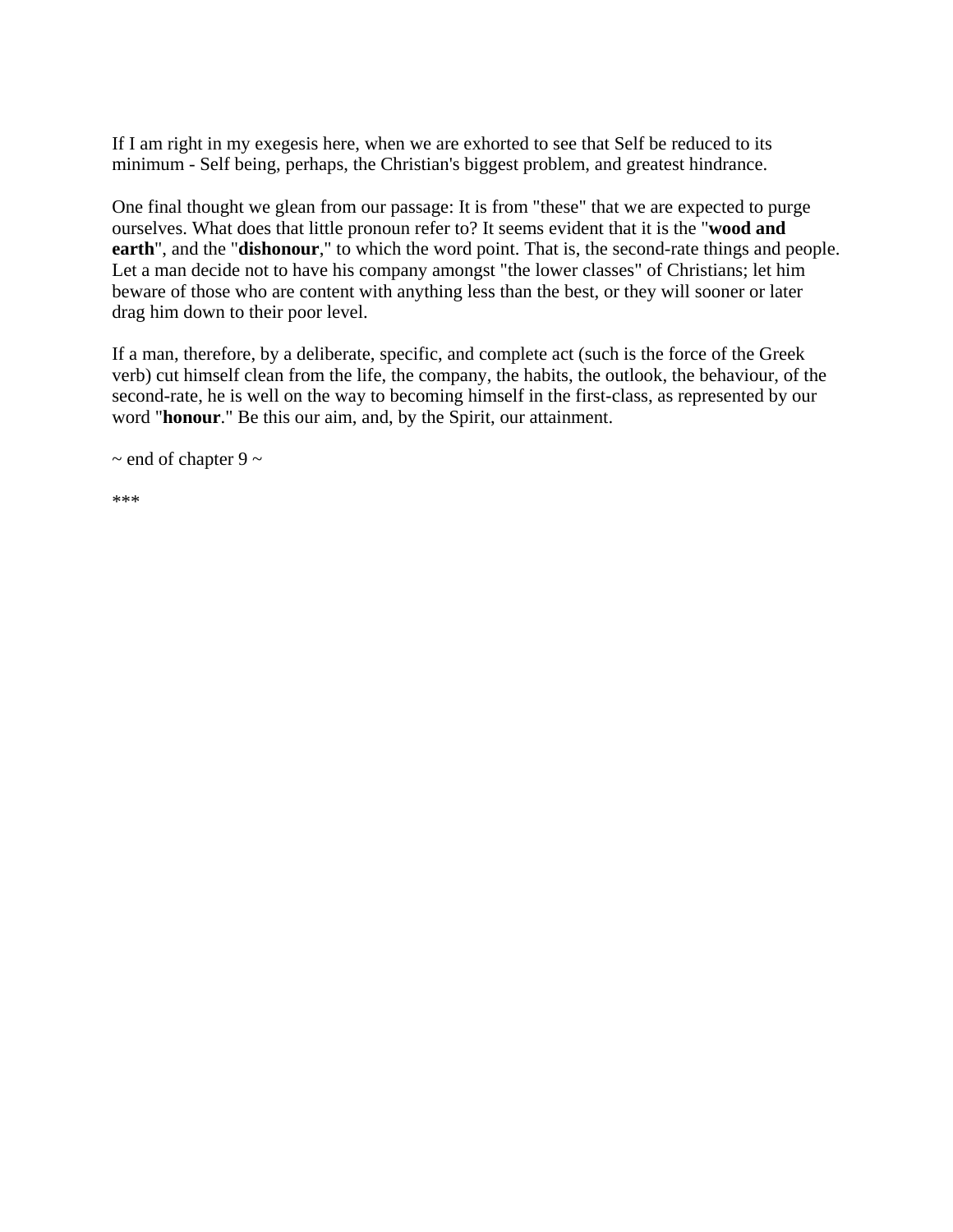If I am right in my exegesis here, when we are exhorted to see that Self be reduced to its minimum - Self being, perhaps, the Christian's biggest problem, and greatest hindrance.

One final thought we glean from our passage: It is from "these" that we are expected to purge ourselves. What does that little pronoun refer to? It seems evident that it is the "**wood and earth**", and the "**dishonour**," to which the word point. That is, the second-rate things and people. Let a man decide not to have his company amongst "the lower classes" of Christians; let him beware of those who are content with anything less than the best, or they will sooner or later drag him down to their poor level.

If a man, therefore, by a deliberate, specific, and complete act (such is the force of the Greek verb) cut himself clean from the life, the company, the habits, the outlook, the behaviour, of the second-rate, he is well on the way to becoming himself in the first-class, as represented by our word "**honour**." Be this our aim, and, by the Spirit, our attainment.

~ end of chapter 9 ~

***